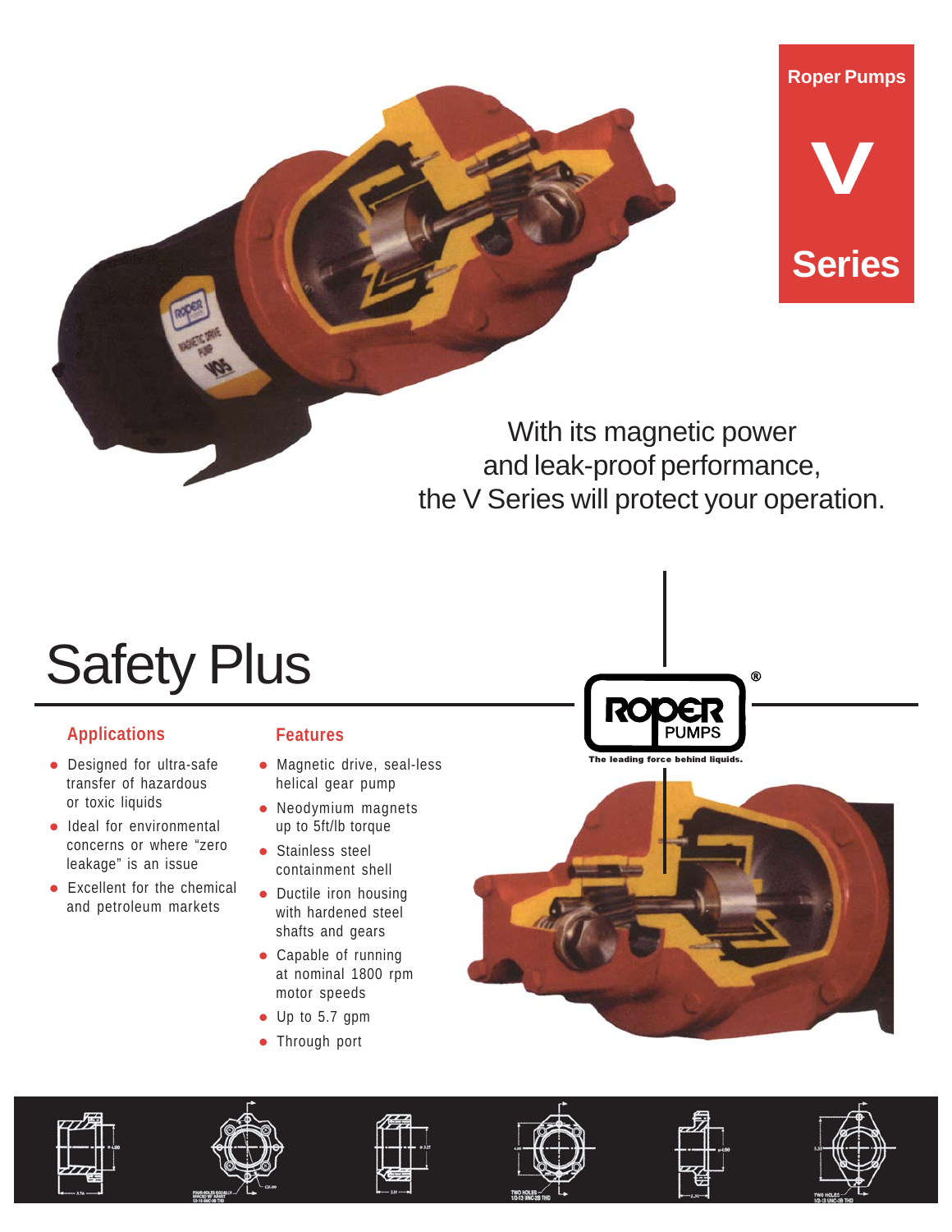Roper Pumps

# V Series

With its magnetic power and leak-proof performance, the V Series will protect your operation.

# Safety Plus

ROPER PUMPS®

The leading force behind liquids.

## Applications

- Designed for ultra-safe transfer of hazardous or toxic liquids
- Ideal for environmental concerns or where "zero leakage" is an issue
- Excellent for the chemical and petroleum markets

## Features

- Magnetic drive, seal-less helical gear pump
- Neodymium magnets up to 5ft/lb torque
- Stainless steel containment shell
- Ductile iron housing with hardened steel shafts and gears
- Capable of running at nominal 1800 rpm motor speeds
- Up to 5.7 gpm
- Through port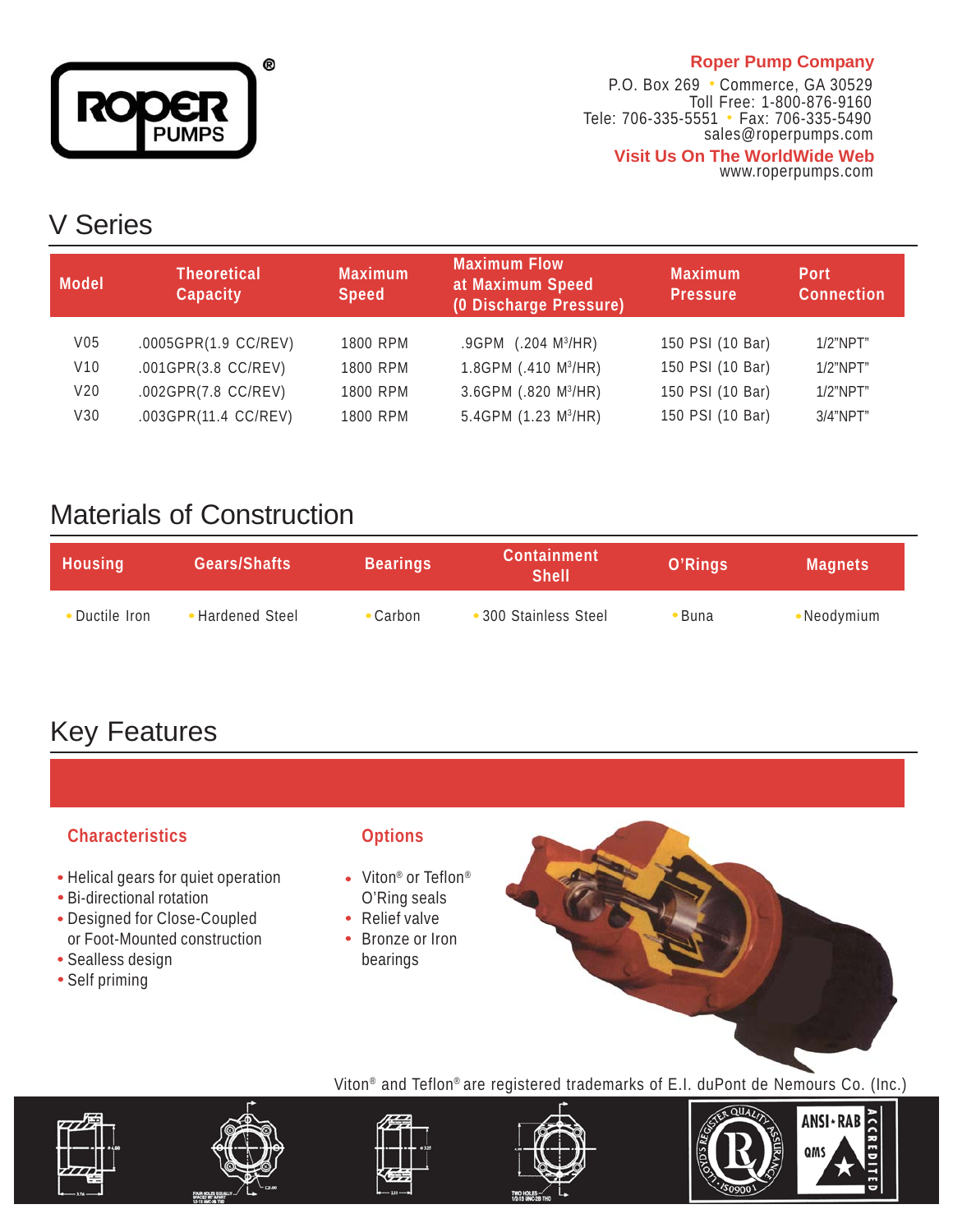**Roper Pump Company**
P.O. Box 269 • Commerce, GA 30529
Toll Free: 1-800-876-9160
Tele: 706-335-5551 • Fax: 706-335-5490
sales@roperpumps.com
**Visit Us On The WorldWide Web**
www.roperpumps.com

# V Series

| Model | Theoretical Capacity | Maximum Speed | Maximum Flow at Maximum Speed (0 Discharge Pressure) | Maximum Pressure | Port Connection |
|---|---|---|---|---|---|
| V05 | .0005GPR(1.9 CC/REV) | 1800 RPM | .9GPM (.204 $M^3$/HR) | 150 PSI (10 Bar) | 1/2"NPT" |
| V10 | .001GPR(3.8 CC/REV) | 1800 RPM | 1.8GPM (.410 $M^3$/HR) | 150 PSI (10 Bar) | 1/2"NPT" |
| V20 | .002GPR(7.8 CC/REV) | 1800 RPM | 3.6GPM (.820 $M^3$/HR) | 150 PSI (10 Bar) | 1/2"NPT" |
| V30 | .003GPR(11.4 CC/REV) | 1800 RPM | 5.4GPM (1.23 $M^3$/HR) | 150 PSI (10 Bar) | 3/4"NPT" |

# Materials of Construction

| Housing | Gears/Shafts | Bearings | Containment Shell | O'Rings | Magnets |
|---|---|---|---|---|---|
| • Ductile Iron | • Hardened Steel | • Carbon | • 300 Stainless Steel | • Buna | • Neodymium |

# Key Features

### Characteristics

- Helical gears for quiet operation
- Bi-directional rotation
- Designed for Close-Coupled or Foot-Mounted construction
- Sealless design
- Self priming

### Options

- Viton® or Teflon® O'Ring seals
- Relief valve
- Bronze or Iron bearings

Viton® and Teflon® are registered trademarks of E.I. duPont de Nemours Co. (Inc.)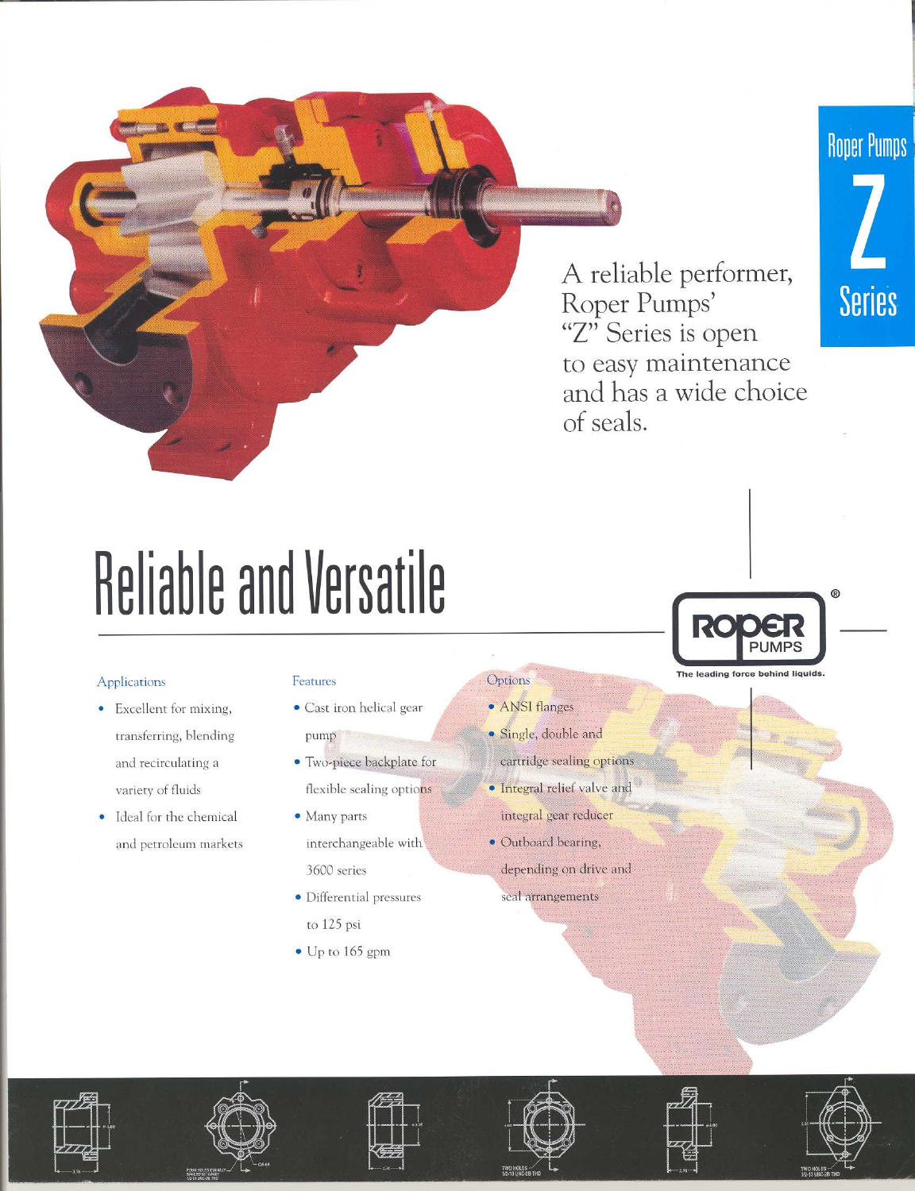Roper Pumps

Z

Series

A reliable performer, Roper Pumps' "Z" Series is open to easy maintenance and has a wide choice of seals.

# Reliable and Versatile

ROPER PUMPS®

The leading force behind liquids.

### Applications

- Excellent for mixing, transferring, blending and recirculating a variety of fluids
- Ideal for the chemical and petroleum markets

### Features

- Cast iron helical gear pump
- Two-piece backplate for flexible sealing options
- Many parts interchangeable with 3600 series
- Differential pressures to 125 psi
- Up to 165 gpm

### Options

- ANSI flanges
- Single, double and cartridge sealing options
- Integral relief valve and integral gear reducer
- Outboard bearing, depending on drive and seal arrangements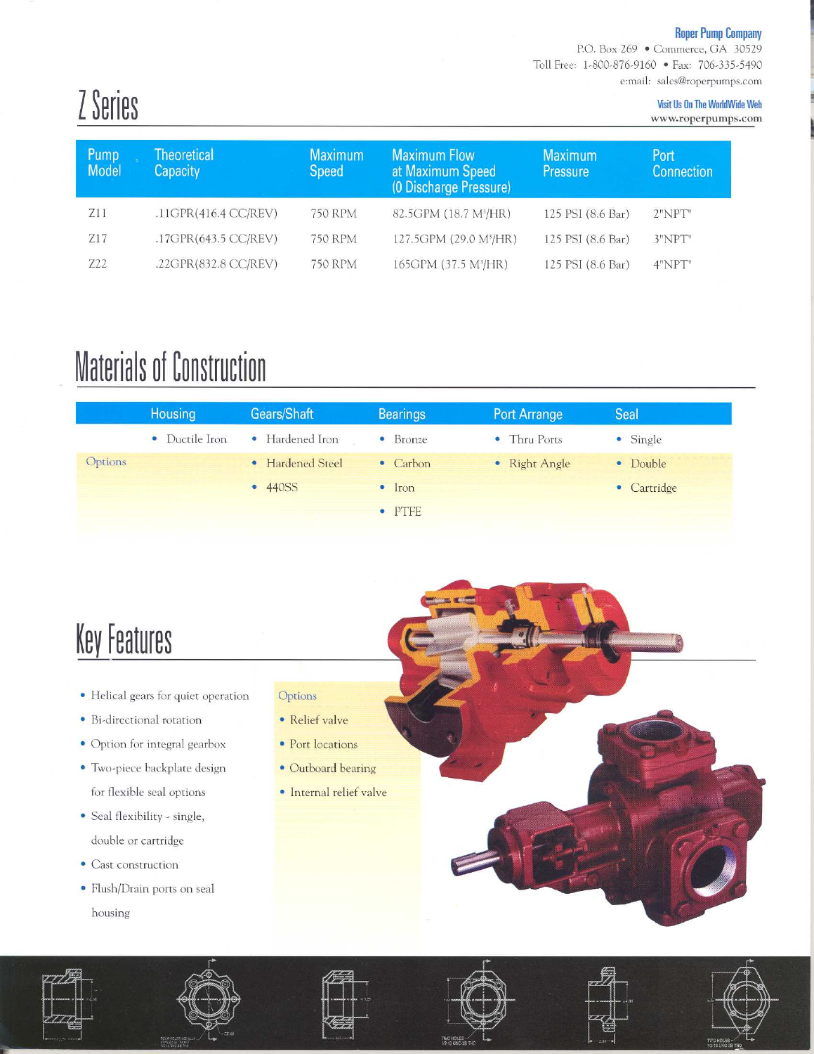**Roper Pump Company**
P.O. Box 269 • Commerce, GA 30529
Toll Free: 1-800-876-9160 • Fax: 706-335-5490
e:mail: sales@roperpumps.com

Visit Us On The WorldWide Web
www.roperpumps.com

# Z Series

| Pump Model | Theoretical Capacity | Maximum Speed | Maximum Flow at Maximum Speed (0 Discharge Pressure) | Maximum Pressure | Port Connection |
|---|---|---|---|---|---|
| Z11 | .11GPR(416.4 CC/REV) | 750 RPM | 82.5GPM (18.7 M³/HR) | 125 PSI (8.6 Bar) | 2"NPT" |
| Z17 | .17GPR(643.5 CC/REV) | 750 RPM | 127.5GPM (29.0 M³/HR) | 125 PSI (8.6 Bar) | 3"NPT" |
| Z22 | .22GPR(832.8 CC/REV) | 750 RPM | 165GPM (37.5 M³/HR) | 125 PSI (8.6 Bar) | 4"NPT" |

# Materials of Construction

| | Housing | Gears/Shaft | Bearings | Port Arrange | Seal |
|---|---|---|---|---|---|
| | • Ductile Iron | • Hardened Iron | • Bronze | • Thru Ports | • Single |
| Options | | • Hardened Steel | • Carbon | • Right Angle | • Double |
| | | • 440SS | • Iron | | • Cartridge |
| | | | • PTFE | | |

# Key Features

- Helical gears for quiet operation
- Bi-directional rotation
- Option for integral gearbox
- Two-piece backplate design for flexible seal options
- Seal flexibility - single, double or cartridge
- Cast construction
- Flush/Drain ports on seal housing

Options

- Relief valve
- Port locations
- Outboard bearing
- Internal relief valve